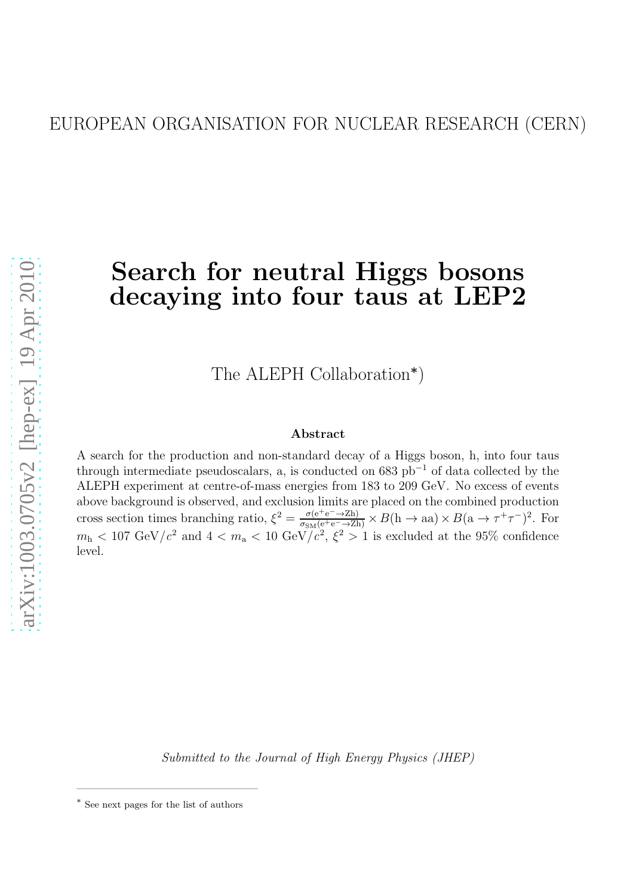EUROPEAN ORGANISATION FOR NUCLEAR RESEARCH (CERN)

# Search for neutral Higgs bosons decaying into four taus at LEP2

The ALEPH Collaboration*)

**Abstract**

A search for the production and non-standard decay of a Higgs boson, h, into four taus through intermediate pseudoscalars, a, is conducted on 683 $\text{pb}^{-1}$ of data collected by the ALEPH experiment at centre-of-mass energies from 183 to 209 GeV. No excess of events above background is observed, and exclusion limits are placed on the combined production cross section times branching ratio, $\xi^2 = \frac{\sigma(\text{e}^+\text{e}^- \to \text{Zh})}{\sigma_{\text{SM}}(\text{e}^+\text{e}^- \to \text{Zh})} \times B(\text{h} \to \text{aa}) \times B(\text{a} \to \tau^+\tau^-)^2$. For $m_\text{h} < 107$ GeV/$c^2$ and $4 < m_\text{a} < 10$ GeV/$c^2$, $\xi^2 > 1$ is excluded at the 95% confidence level.

*Submitted to the Journal of High Energy Physics (JHEP)*

---

* See next pages for the list of authors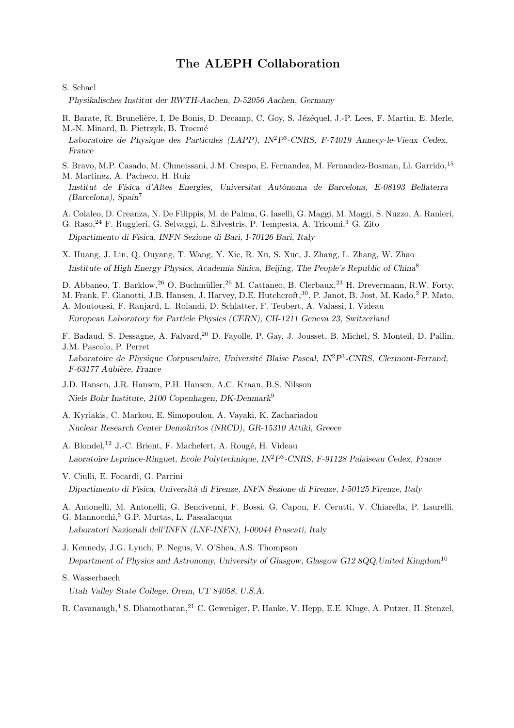# The ALEPH Collaboration

S. Schael

*Physikalisches Institut der RWTH-Aachen, D-52056 Aachen, Germany*

R. Barate, R. Brunelière, I. De Bonis, D. Decamp, C. Goy, S. Jézéquel, J.-P. Lees, F. Martin, E. Merle, M.-N. Minard, B. Pietrzyk, B. Trocmé

*Laboratoire de Physique des Particules (LAPP), IN$^2$P$^3$-CNRS, F-74019 Annecy-le-Vieux Cedex, France*

S. Bravo, M.P. Casado, M. Chmeissani, J.M. Crespo, E. Fernandez, M. Fernandez-Bosman, Ll. Garrido,[15] M. Martinez, A. Pacheco, H. Ruiz

*Institut de Física d'Altes Energies, Universitat Autònoma de Barcelona, E-08193 Bellaterra (Barcelona), Spain*[7]

A. Colaleo, D. Creanza, N. De Filippis, M. de Palma, G. Iaselli, G. Maggi, M. Maggi, S. Nuzzo, A. Ranieri, G. Raso,[24] F. Ruggieri, G. Selvaggi, L. Silvestris, P. Tempesta, A. Tricomi,[3] G. Zito

*Dipartimento di Fisica, INFN Sezione di Bari, I-70126 Bari, Italy*

X. Huang, J. Lin, Q. Ouyang, T. Wang, Y. Xie, R. Xu, S. Xue, J. Zhang, L. Zhang, W. Zhao

*Institute of High Energy Physics, Academia Sinica, Beijing, The People's Republic of China*[8]

D. Abbaneo, T. Barklow,[26] O. Buchmüller,[26] M. Cattaneo, B. Clerbaux,[23] H. Drevermann, R.W. Forty, M. Frank, F. Gianotti, J.B. Hansen, J. Harvey, D.E. Hutchcroft,[30], P. Janot, B. Jost, M. Kado,[2] P. Mato, A. Moutoussi, F. Ranjard, L. Rolandi, D. Schlatter, F. Teubert, A. Valassi, I. Videau

*European Laboratory for Particle Physics (CERN), CH-1211 Geneva 23, Switzerland*

F. Badaud, S. Dessagne, A. Falvard,[20] D. Fayolle, P. Gay, J. Jousset, B. Michel, S. Monteil, D. Pallin, J.M. Pascolo, P. Perret

*Laboratoire de Physique Corpusculaire, Université Blaise Pascal, IN$^2$P$^3$-CNRS, Clermont-Ferrand, F-63177 Aubière, France*

J.D. Hansen, J.R. Hansen, P.H. Hansen, A.C. Kraan, B.S. Nilsson

*Niels Bohr Institute, 2100 Copenhagen, DK-Denmark*[9]

A. Kyriakis, C. Markou, E. Simopoulou, A. Vayaki, K. Zachariadou

*Nuclear Research Center Demokritos (NRCD), GR-15310 Attiki, Greece*

A. Blondel,[12] J.-C. Brient, F. Machefert, A. Rougé, H. Videau

*Laoratoire Leprince-Ringuet, Ecole Polytechnique, IN$^2$P$^3$-CNRS, F-91128 Palaiseau Cedex, France*

V. Ciulli, E. Focardi, G. Parrini

*Dipartimento di Fisica, Università di Firenze, INFN Sezione di Firenze, I-50125 Firenze, Italy*

A. Antonelli, M. Antonelli, G. Bencivenni, F. Bossi, G. Capon, F. Cerutti, V. Chiarella, P. Laurelli, G. Mannocchi,[5] G.P. Murtas, L. Passalacqua

*Laboratori Nazionali dell'INFN (LNF-INFN), I-00044 Frascati, Italy*

J. Kennedy, J.G. Lynch, P. Negus, V. O'Shea, A.S. Thompson

*Department of Physics and Astronomy, University of Glasgow, Glasgow G12 8QQ,United Kingdom*[10]

S. Wasserbaech

*Utah Valley State College, Orem, UT 84058, U.S.A.*

R. Cavanaugh,[4] S. Dhamotharan,[21] C. Geweniger, P. Hanke, V. Hepp, E.E. Kluge, A. Putzer, H. Stenzel,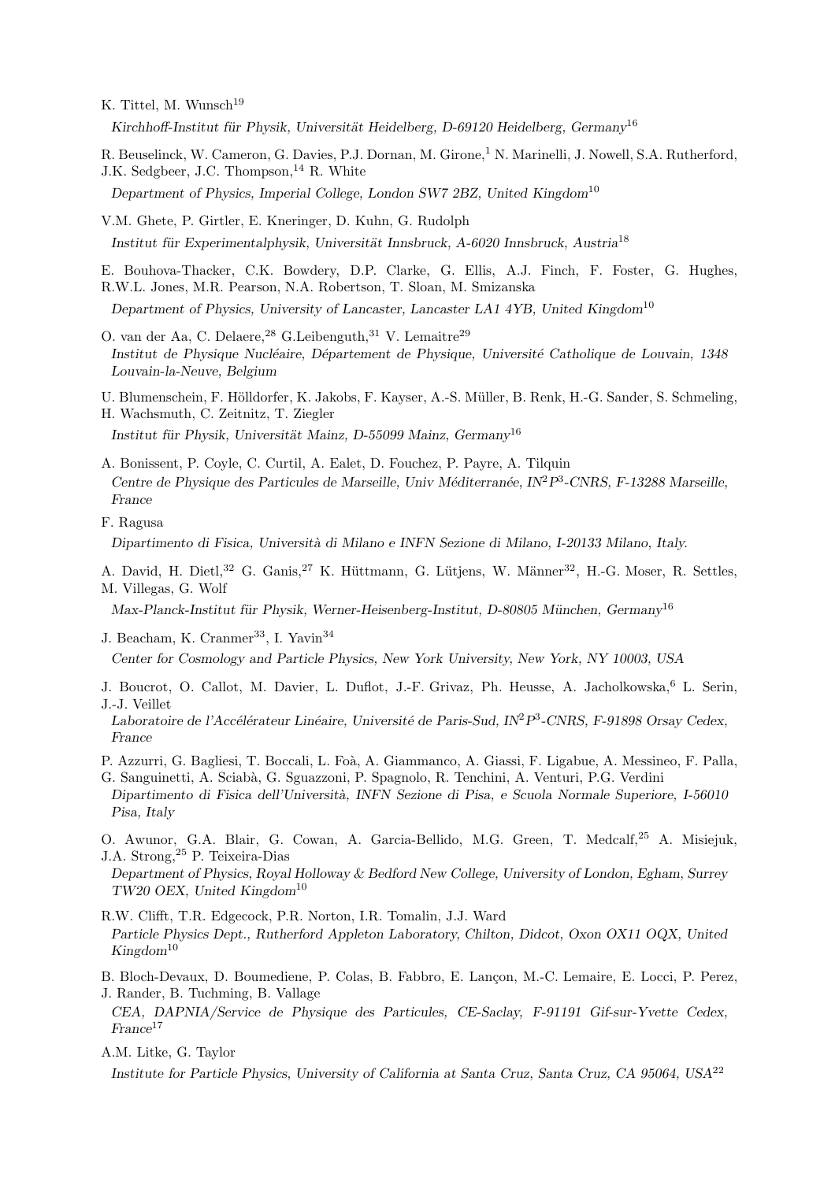K. Tittel, M. Wunsch[19]

*Kirchhoff-Institut für Physik, Universität Heidelberg, D-69120 Heidelberg, Germany*[16]

R. Beuselinck, W. Cameron, G. Davies, P.J. Dornan, M. Girone,[1] N. Marinelli, J. Nowell, S.A. Rutherford, J.K. Sedgbeer, J.C. Thompson,[14] R. White

*Department of Physics, Imperial College, London SW7 2BZ, United Kingdom*[10]

V.M. Ghete, P. Girtler, E. Kneringer, D. Kuhn, G. Rudolph

*Institut für Experimentalphysik, Universität Innsbruck, A-6020 Innsbruck, Austria*[18]

E. Bouhova-Thacker, C.K. Bowdery, D.P. Clarke, G. Ellis, A.J. Finch, F. Foster, G. Hughes, R.W.L. Jones, M.R. Pearson, N.A. Robertson, T. Sloan, M. Smizanska

*Department of Physics, University of Lancaster, Lancaster LA1 4YB, United Kingdom*[10]

O. van der Aa, C. Delaere,[28] G.Leibenguth,[31] V. Lemaitre[29]

*Institut de Physique Nucléaire, Département de Physique, Université Catholique de Louvain, 1348 Louvain-la-Neuve, Belgium*

U. Blumenschein, F. Hölldorfer, K. Jakobs, F. Kayser, A.-S. Müller, B. Renk, H.-G. Sander, S. Schmeling, H. Wachsmuth, C. Zeitnitz, T. Ziegler

*Institut für Physik, Universität Mainz, D-55099 Mainz, Germany*[16]

A. Bonissent, P. Coyle, C. Curtil, A. Ealet, D. Fouchez, P. Payre, A. Tilquin

*Centre de Physique des Particules de Marseille, Univ Méditerranée, IN$^2$P$^3$-CNRS, F-13288 Marseille, France*

F. Ragusa

*Dipartimento di Fisica, Università di Milano e INFN Sezione di Milano, I-20133 Milano, Italy.*

A. David, H. Dietl,[32] G. Ganis,[27] K. Hüttmann, G. Lütjens, W. Männer[32], H.-G. Moser, R. Settles, M. Villegas, G. Wolf

*Max-Planck-Institut für Physik, Werner-Heisenberg-Institut, D-80805 München, Germany*[16]

J. Beacham, K. Cranmer[33], I. Yavin[34]

*Center for Cosmology and Particle Physics, New York University, New York, NY 10003, USA*

J. Boucrot, O. Callot, M. Davier, L. Duflot, J.-F. Grivaz, Ph. Heusse, A. Jacholkowska,[6] L. Serin, J.-J. Veillet

*Laboratoire de l'Accélérateur Linéaire, Université de Paris-Sud, IN$^2$P$^3$-CNRS, F-91898 Orsay Cedex, France*

P. Azzurri, G. Bagliesi, T. Boccali, L. Foà, A. Giammanco, A. Giassi, F. Ligabue, A. Messineo, F. Palla, G. Sanguinetti, A. Sciabà, G. Sguazzoni, P. Spagnolo, R. Tenchini, A. Venturi, P.G. Verdini

*Dipartimento di Fisica dell'Università, INFN Sezione di Pisa, e Scuola Normale Superiore, I-56010 Pisa, Italy*

O. Awunor, G.A. Blair, G. Cowan, A. Garcia-Bellido, M.G. Green, T. Medcalf,[25] A. Misiejuk, J.A. Strong,[25] P. Teixeira-Dias

*Department of Physics, Royal Holloway & Bedford New College, University of London, Egham, Surrey TW20 OEX, United Kingdom*[10]

R.W. Clifft, T.R. Edgecock, P.R. Norton, I.R. Tomalin, J.J. Ward

*Particle Physics Dept., Rutherford Appleton Laboratory, Chilton, Didcot, Oxon OX11 OQX, United Kingdom*[10]

B. Bloch-Devaux, D. Boumediene, P. Colas, B. Fabbro, E. Lançon, M.-C. Lemaire, E. Locci, P. Perez, J. Rander, B. Tuchming, B. Vallage

*CEA, DAPNIA/Service de Physique des Particules, CE-Saclay, F-91191 Gif-sur-Yvette Cedex, France*[17]

A.M. Litke, G. Taylor

*Institute for Particle Physics, University of California at Santa Cruz, Santa Cruz, CA 95064, USA*[22]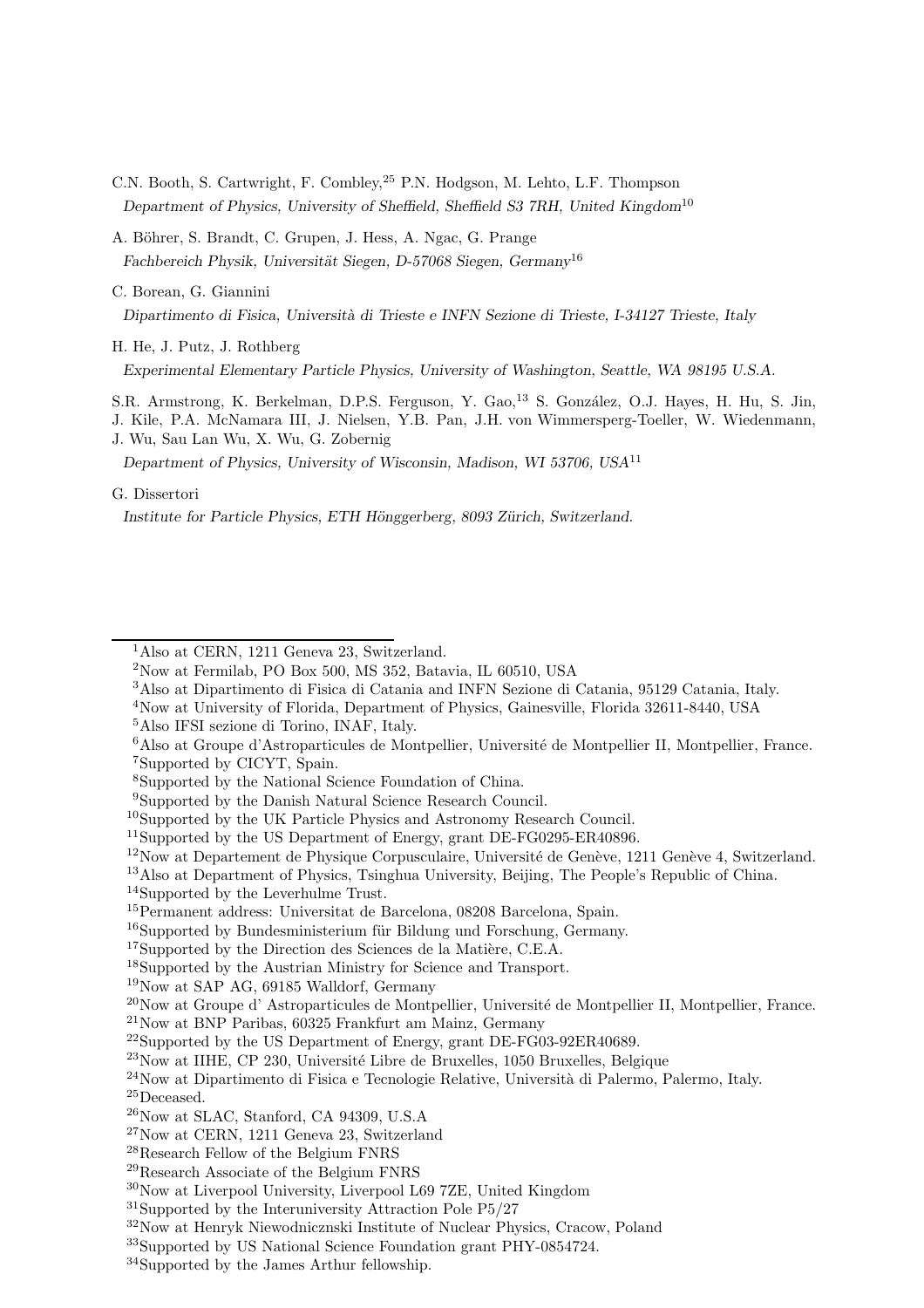C.N. Booth, S. Cartwright, F. Combley,[25] P.N. Hodgson, M. Lehto, L.F. Thompson

*Department of Physics, University of Sheffield, Sheffield S3 7RH, United Kingdom*[10]

A. Böhrer, S. Brandt, C. Grupen, J. Hess, A. Ngac, G. Prange

*Fachbereich Physik, Universität Siegen, D-57068 Siegen, Germany*[16]

C. Borean, G. Giannini

*Dipartimento di Fisica, Università di Trieste e INFN Sezione di Trieste, I-34127 Trieste, Italy*

H. He, J. Putz, J. Rothberg

*Experimental Elementary Particle Physics, University of Washington, Seattle, WA 98195 U.S.A.*

S.R. Armstrong, K. Berkelman, D.P.S. Ferguson, Y. Gao,[13] S. González, O.J. Hayes, H. Hu, S. Jin, J. Kile, P.A. McNamara III, J. Nielsen, Y.B. Pan, J.H. von Wimmersperg-Toeller, W. Wiedenmann, J. Wu, Sau Lan Wu, X. Wu, G. Zobernig

*Department of Physics, University of Wisconsin, Madison, WI 53706, USA*[11]

G. Dissertori

*Institute for Particle Physics, ETH Hönggerberg, 8093 Zürich, Switzerland.*

---

[1] Also at CERN, 1211 Geneva 23, Switzerland.
[2] Now at Fermilab, PO Box 500, MS 352, Batavia, IL 60510, USA
[3] Also at Dipartimento di Fisica di Catania and INFN Sezione di Catania, 95129 Catania, Italy.
[4] Now at University of Florida, Department of Physics, Gainesville, Florida 32611-8440, USA
[5] Also IFSI sezione di Torino, INAF, Italy.
[6] Also at Groupe d'Astroparticules de Montpellier, Université de Montpellier II, Montpellier, France.
[7] Supported by CICYT, Spain.
[8] Supported by the National Science Foundation of China.
[9] Supported by the Danish Natural Science Research Council.
[10] Supported by the UK Particle Physics and Astronomy Research Council.
[11] Supported by the US Department of Energy, grant DE-FG0295-ER40896.
[12] Now at Departement de Physique Corpusculaire, Université de Genève, 1211 Genève 4, Switzerland.
[13] Also at Department of Physics, Tsinghua University, Beijing, The People's Republic of China.
[14] Supported by the Leverhulme Trust.
[15] Permanent address: Universitat de Barcelona, 08208 Barcelona, Spain.
[16] Supported by Bundesministerium für Bildung und Forschung, Germany.
[17] Supported by the Direction des Sciences de la Matière, C.E.A.
[18] Supported by the Austrian Ministry for Science and Transport.
[19] Now at SAP AG, 69185 Walldorf, Germany
[20] Now at Groupe d' Astroparticules de Montpellier, Université de Montpellier II, Montpellier, France.
[21] Now at BNP Paribas, 60325 Frankfurt am Mainz, Germany
[22] Supported by the US Department of Energy, grant DE-FG03-92ER40689.
[23] Now at IIHE, CP 230, Université Libre de Bruxelles, 1050 Bruxelles, Belgique
[24] Now at Dipartimento di Fisica e Tecnologie Relative, Università di Palermo, Palermo, Italy.
[25] Deceased.
[26] Now at SLAC, Stanford, CA 94309, U.S.A
[27] Now at CERN, 1211 Geneva 23, Switzerland
[28] Research Fellow of the Belgium FNRS
[29] Research Associate of the Belgium FNRS
[30] Now at Liverpool University, Liverpool L69 7ZE, United Kingdom
[31] Supported by the Interuniversity Attraction Pole P5/27
[32] Now at Henryk Niewodniczanski Institute of Nuclear Physics, Cracow, Poland
[33] Supported by US National Science Foundation grant PHY-0854724.
[34] Supported by the James Arthur fellowship.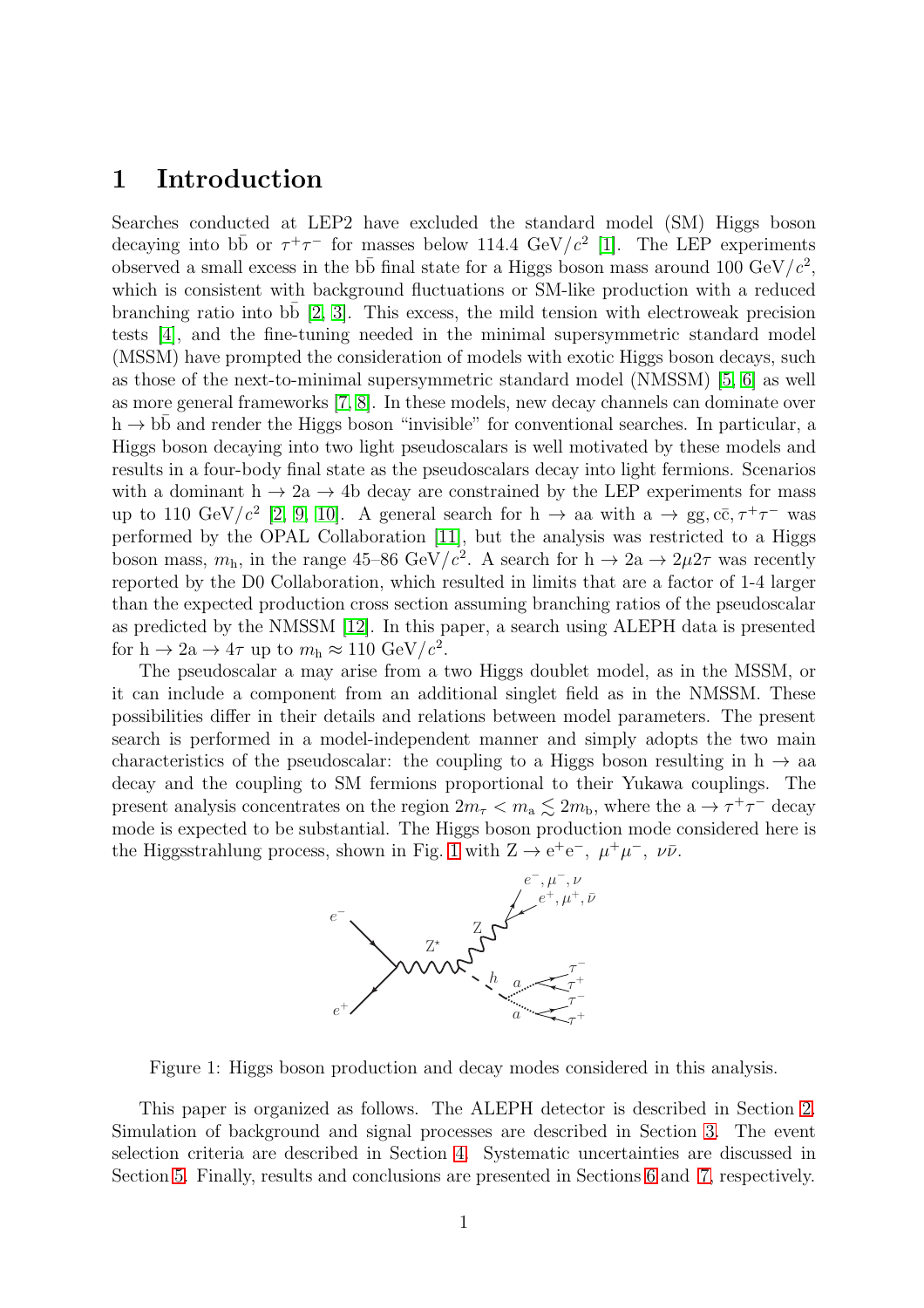# 1 Introduction

Searches conducted at LEP2 have excluded the standard model (SM) Higgs boson decaying into $\mathrm{b\bar{b}}$ or $\tau^+\tau^-$ for masses below 114.4 GeV/$c^2$ [1]. The LEP experiments observed a small excess in the $\mathrm{b\bar{b}}$ final state for a Higgs boson mass around 100 GeV/$c^2$, which is consistent with background fluctuations or SM-like production with a reduced branching ratio into $\mathrm{b\bar{b}}$ [2, 3]. This excess, the mild tension with electroweak precision tests [4], and the fine-tuning needed in the minimal supersymmetric standard model (MSSM) have prompted the consideration of models with exotic Higgs boson decays, such as those of the next-to-minimal supersymmetric standard model (NMSSM) [5, 6] as well as more general frameworks [7, 8]. In these models, new decay channels can dominate over $\mathrm{h \to b\bar{b}}$ and render the Higgs boson "invisible" for conventional searches. In particular, a Higgs boson decaying into two light pseudoscalars is well motivated by these models and results in a four-body final state as the pseudoscalars decay into light fermions. Scenarios with a dominant $\mathrm{h \to 2a \to 4b}$ decay are constrained by the LEP experiments for mass up to 110 GeV/$c^2$ [2, 9, 10]. A general search for $\mathrm{h \to aa}$ with $\mathrm{a \to gg, c\bar{c}}, \tau^+\tau^-$ was performed by the OPAL Collaboration [11], but the analysis was restricted to a Higgs boson mass, $m_\mathrm{h}$, in the range 45–86 GeV/$c^2$. A search for $\mathrm{h \to 2a} \to 2\mu 2\tau$ was recently reported by the D0 Collaboration, which resulted in limits that are a factor of 1-4 larger than the expected production cross section assuming branching ratios of the pseudoscalar as predicted by the NMSSM [12]. In this paper, a search using ALEPH data is presented for $\mathrm{h \to 2a} \to 4\tau$ up to $m_\mathrm{h} \approx 110$ GeV/$c^2$.

The pseudoscalar a may arise from a two Higgs doublet model, as in the MSSM, or it can include a component from an additional singlet field as in the NMSSM. These possibilities differ in their details and relations between model parameters. The present search is performed in a model-independent manner and simply adopts the two main characteristics of the pseudoscalar: the coupling to a Higgs boson resulting in $\mathrm{h \to aa}$ decay and the coupling to SM fermions proportional to their Yukawa couplings. The present analysis concentrates on the region $2m_\tau < m_\mathrm{a} \lesssim 2m_\mathrm{b}$, where the $\mathrm{a} \to \tau^+\tau^-$ decay mode is expected to be substantial. The Higgs boson production mode considered here is the Higgsstrahlung process, shown in Fig. 1 with $\mathrm{Z \to e^+e^-}$, $\mu^+\mu^-$, $\nu\bar{\nu}$.

Figure 1: Higgs boson production and decay modes considered in this analysis.

This paper is organized as follows. The ALEPH detector is described in Section 2. Simulation of background and signal processes are described in Section 3. The event selection criteria are described in Section 4. Systematic uncertainties are discussed in Section 5. Finally, results and conclusions are presented in Sections 6 and 7, respectively.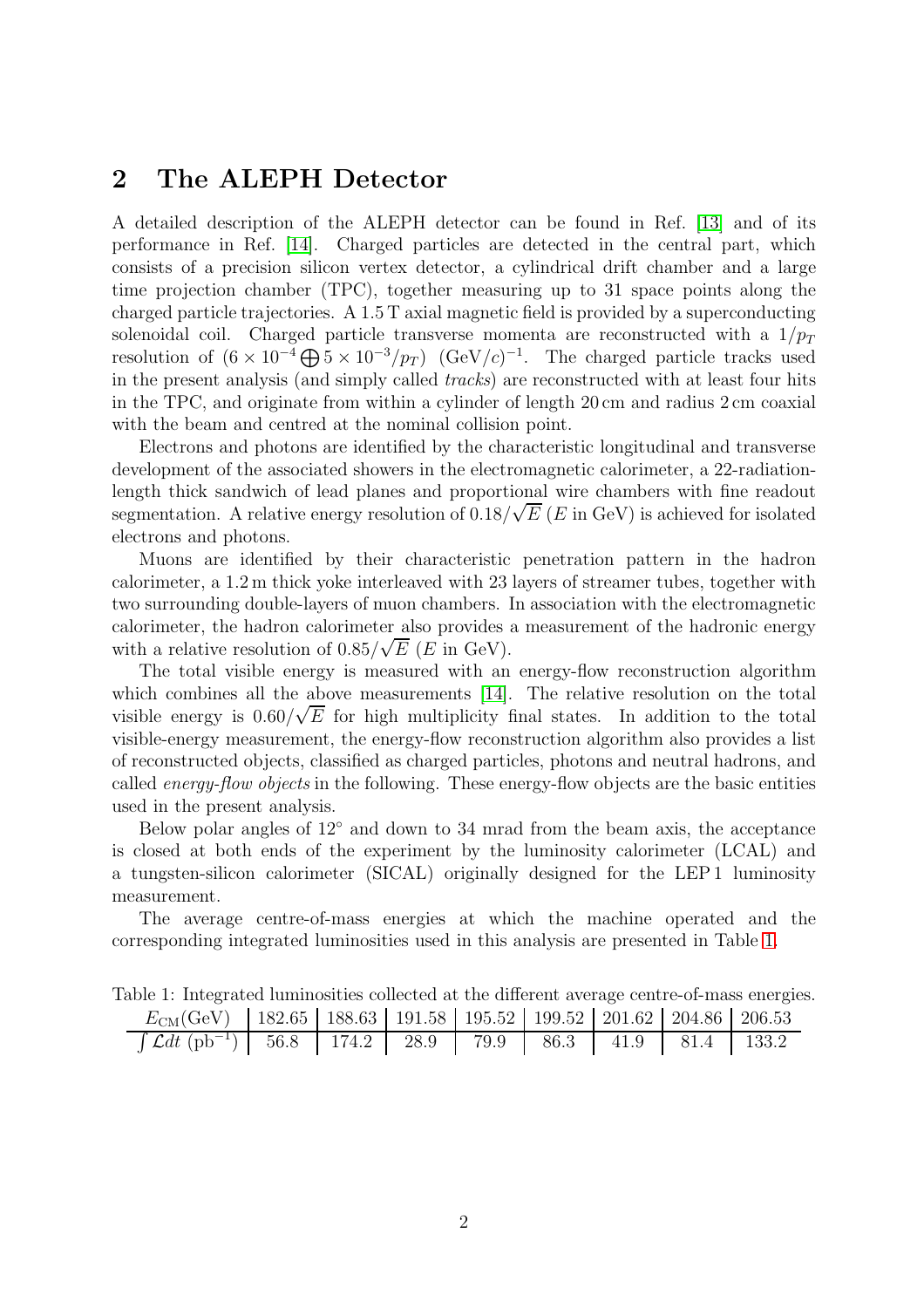## 2 The ALEPH Detector

A detailed description of the ALEPH detector can be found in Ref. [13] and of its performance in Ref. [14]. Charged particles are detected in the central part, which consists of a precision silicon vertex detector, a cylindrical drift chamber and a large time projection chamber (TPC), together measuring up to 31 space points along the charged particle trajectories. A 1.5 T axial magnetic field is provided by a superconducting solenoidal coil. Charged particle transverse momenta are reconstructed with a $1/p_T$ resolution of $(6 \times 10^{-4} \bigoplus 5 \times 10^{-3}/p_T)$ $(\mathrm{GeV}/c)^{-1}$. The charged particle tracks used in the present analysis (and simply called *tracks*) are reconstructed with at least four hits in the TPC, and originate from within a cylinder of length 20 cm and radius 2 cm coaxial with the beam and centred at the nominal collision point.

Electrons and photons are identified by the characteristic longitudinal and transverse development of the associated showers in the electromagnetic calorimeter, a 22-radiation-length thick sandwich of lead planes and proportional wire chambers with fine readout segmentation. A relative energy resolution of $0.18/\sqrt{E}$ ($E$ in GeV) is achieved for isolated electrons and photons.

Muons are identified by their characteristic penetration pattern in the hadron calorimeter, a 1.2 m thick yoke interleaved with 23 layers of streamer tubes, together with two surrounding double-layers of muon chambers. In association with the electromagnetic calorimeter, the hadron calorimeter also provides a measurement of the hadronic energy with a relative resolution of $0.85/\sqrt{E}$ ($E$ in GeV).

The total visible energy is measured with an energy-flow reconstruction algorithm which combines all the above measurements [14]. The relative resolution on the total visible energy is $0.60/\sqrt{E}$ for high multiplicity final states. In addition to the total visible-energy measurement, the energy-flow reconstruction algorithm also provides a list of reconstructed objects, classified as charged particles, photons and neutral hadrons, and called *energy-flow objects* in the following. These energy-flow objects are the basic entities used in the present analysis.

Below polar angles of 12° and down to 34 mrad from the beam axis, the acceptance is closed at both ends of the experiment by the luminosity calorimeter (LCAL) and a tungsten-silicon calorimeter (SICAL) originally designed for the LEP 1 luminosity measurement.

The average centre-of-mass energies at which the machine operated and the corresponding integrated luminosities used in this analysis are presented in Table 1.

Table 1: Integrated luminosities collected at the different average centre-of-mass energies.

| $E_{\mathrm{CM}}$(GeV) | 182.65 | 188.63 | 191.58 | 195.52 | 199.52 | 201.62 | 204.86 | 206.53 |
|---|---|---|---|---|---|---|---|---|
| $\int \mathcal{L}dt$ (pb$^{-1}$) | 56.8 | 174.2 | 28.9 | 79.9 | 86.3 | 41.9 | 81.4 | 133.2 |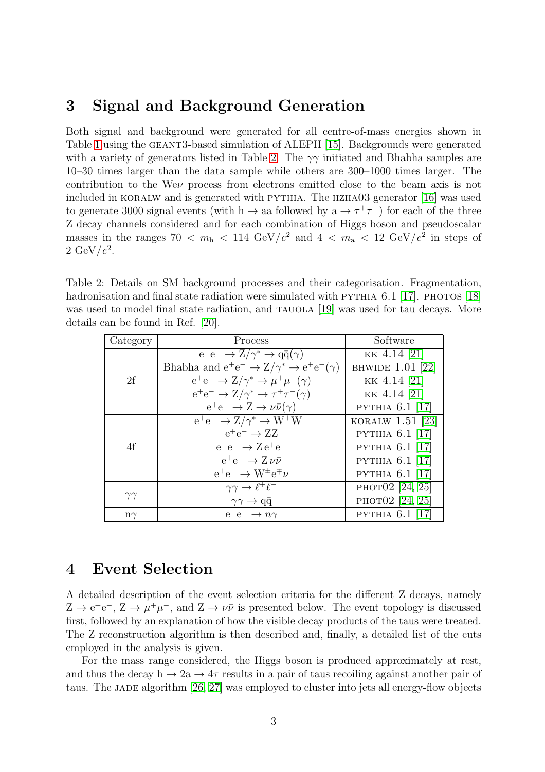## 3 Signal and Background Generation

Both signal and background were generated for all centre-of-mass energies shown in Table 1 using the GEANT3-based simulation of ALEPH [15]. Backgrounds were generated with a variety of generators listed in Table 2. The $\gamma\gamma$ initiated and Bhabha samples are 10–30 times larger than the data sample while others are 300–1000 times larger. The contribution to the We$\nu$ process from electrons emitted close to the beam axis is not included in KORALW and is generated with PYTHIA. The HZHA03 generator [16] was used to generate 3000 signal events (with $\mathrm{h} \to \mathrm{aa}$ followed by $\mathrm{a} \to \tau^+\tau^-$) for each of the three Z decay channels considered and for each combination of Higgs boson and pseudoscalar masses in the ranges $70 < m_\mathrm{h} < 114$ GeV/$c^2$ and $4 < m_\mathrm{a} < 12$ GeV/$c^2$ in steps of 2 GeV/$c^2$.

Table 2: Details on SM background processes and their categorisation. Fragmentation, hadronisation and final state radiation were simulated with PYTHIA 6.1 [17]. PHOTOS [18] was used to model final state radiation, and TAUOLA [19] was used for tau decays. More details can be found in Ref. [20].

| Category | Process | Software |
|---|---|---|
| 2f | $\mathrm{e^+e^-} \to \mathrm{Z}/\gamma^* \to \mathrm{q\bar{q}}(\gamma)$ | KK 4.14 [21] |
| | Bhabha and $\mathrm{e^+e^-} \to \mathrm{Z}/\gamma^* \to \mathrm{e^+e^-}(\gamma)$ | BHWIDE 1.01 [22] |
| | $\mathrm{e^+e^-} \to \mathrm{Z}/\gamma^* \to \mu^+\mu^-(\gamma)$ | KK 4.14 [21] |
| | $\mathrm{e^+e^-} \to \mathrm{Z}/\gamma^* \to \tau^+\tau^-(\gamma)$ | KK 4.14 [21] |
| | $\mathrm{e^+e^-} \to \mathrm{Z} \to \nu\bar{\nu}(\gamma)$ | PYTHIA 6.1 [17] |
| 4f | $\mathrm{e^+e^-} \to \mathrm{Z}/\gamma^* \to \mathrm{W^+W^-}$ | KORALW 1.51 [23] |
| | $\mathrm{e^+e^-} \to \mathrm{ZZ}$ | PYTHIA 6.1 [17] |
| | $\mathrm{e^+e^-} \to \mathrm{Z\,e^+e^-}$ | PYTHIA 6.1 [17] |
| | $\mathrm{e^+e^-} \to \mathrm{Z}\,\nu\bar{\nu}$ | PYTHIA 6.1 [17] |
| | $\mathrm{e^+e^-} \to \mathrm{W^\pm e^\mp}\nu$ | PYTHIA 6.1 [17] |
| $\gamma\gamma$ | $\gamma\gamma \to \ell^+\ell^-$ | PHOT02 [24, 25] |
| | $\gamma\gamma \to \mathrm{q\bar{q}}$ | PHOT02 [24, 25] |
| n$\gamma$ | $\mathrm{e^+e^-} \to n\gamma$ | PYTHIA 6.1 [17] |

## 4 Event Selection

A detailed description of the event selection criteria for the different Z decays, namely $\mathrm{Z} \to \mathrm{e^+e^-}$, $\mathrm{Z} \to \mu^+\mu^-$, and $\mathrm{Z} \to \nu\bar{\nu}$ is presented below. The event topology is discussed first, followed by an explanation of how the visible decay products of the taus were treated. The Z reconstruction algorithm is then described and, finally, a detailed list of the cuts employed in the analysis is given.

For the mass range considered, the Higgs boson is produced approximately at rest, and thus the decay $\mathrm{h} \to 2\mathrm{a} \to 4\tau$ results in a pair of taus recoiling against another pair of taus. The JADE algorithm [26, 27] was employed to cluster into jets all energy-flow objects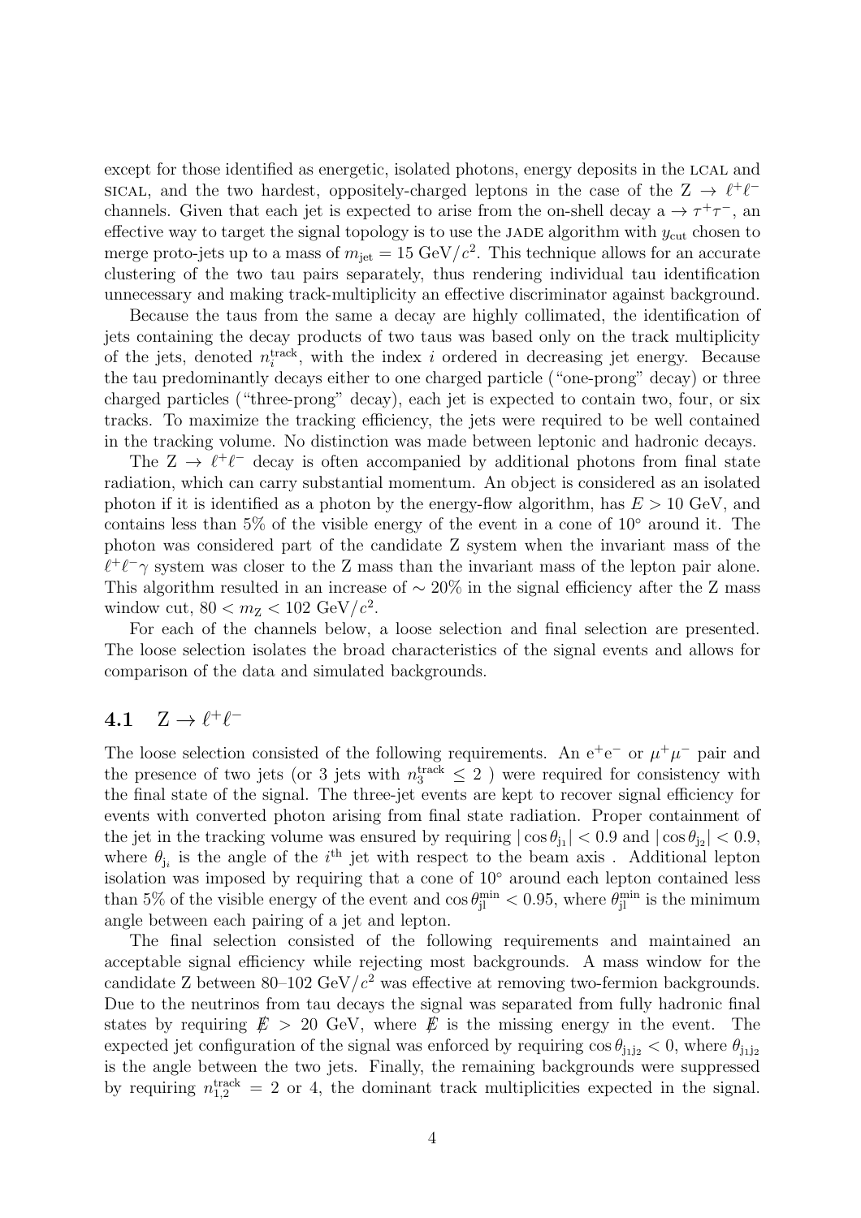except for those identified as energetic, isolated photons, energy deposits in the LCAL and SICAL, and the two hardest, oppositely-charged leptons in the case of the $Z \to \ell^+\ell^-$ channels. Given that each jet is expected to arise from the on-shell decay $a \to \tau^+\tau^-$, an effective way to target the signal topology is to use the JADE algorithm with $y_{\rm cut}$ chosen to merge proto-jets up to a mass of $m_{\rm jet} = 15$ GeV/$c^2$. This technique allows for an accurate clustering of the two tau pairs separately, thus rendering individual tau identification unnecessary and making track-multiplicity an effective discriminator against background.

Because the taus from the same a decay are highly collimated, the identification of jets containing the decay products of two taus was based only on the track multiplicity of the jets, denoted $n_i^{\rm track}$, with the index $i$ ordered in decreasing jet energy. Because the tau predominantly decays either to one charged particle ("one-prong" decay) or three charged particles ("three-prong" decay), each jet is expected to contain two, four, or six tracks. To maximize the tracking efficiency, the jets were required to be well contained in the tracking volume. No distinction was made between leptonic and hadronic decays.

The $Z \to \ell^+\ell^-$ decay is often accompanied by additional photons from final state radiation, which can carry substantial momentum. An object is considered as an isolated photon if it is identified as a photon by the energy-flow algorithm, has $E > 10$ GeV, and contains less than 5% of the visible energy of the event in a cone of $10^\circ$ around it. The photon was considered part of the candidate Z system when the invariant mass of the $\ell^+\ell^-\gamma$ system was closer to the Z mass than the invariant mass of the lepton pair alone. This algorithm resulted in an increase of $\sim 20\%$ in the signal efficiency after the Z mass window cut, $80 < m_Z < 102$ GeV/$c^2$.

For each of the channels below, a loose selection and final selection are presented. The loose selection isolates the broad characteristics of the signal events and allows for comparison of the data and simulated backgrounds.

## 4.1 $Z \to \ell^+\ell^-$

The loose selection consisted of the following requirements. An $e^+e^-$ or $\mu^+\mu^-$ pair and the presence of two jets (or 3 jets with $n_3^{\rm track} \leq 2$ ) were required for consistency with the final state of the signal. The three-jet events are kept to recover signal efficiency for events with converted photon arising from final state radiation. Proper containment of the jet in the tracking volume was ensured by requiring $|\cos\theta_{\rm j_1}| < 0.9$ and $|\cos\theta_{\rm j_2}| < 0.9$, where $\theta_{\rm j_i}$ is the angle of the $i^{\rm th}$ jet with respect to the beam axis . Additional lepton isolation was imposed by requiring that a cone of $10^\circ$ around each lepton contained less than 5% of the visible energy of the event and $\cos\theta_{\rm jl}^{\rm min} < 0.95$, where $\theta_{\rm jl}^{\rm min}$ is the minimum angle between each pairing of a jet and lepton.

The final selection consisted of the following requirements and maintained an acceptable signal efficiency while rejecting most backgrounds. A mass window for the candidate Z between 80–102 GeV/$c^2$ was effective at removing two-fermion backgrounds. Due to the neutrinos from tau decays the signal was separated from fully hadronic final states by requiring $\not{E} > 20$ GeV, where $\not{E}$ is the missing energy in the event. The expected jet configuration of the signal was enforced by requiring $\cos\theta_{\rm j_1j_2} < 0$, where $\theta_{\rm j_1j_2}$ is the angle between the two jets. Finally, the remaining backgrounds were suppressed by requiring $n_{1,2}^{\rm track} = 2$ or 4, the dominant track multiplicities expected in the signal.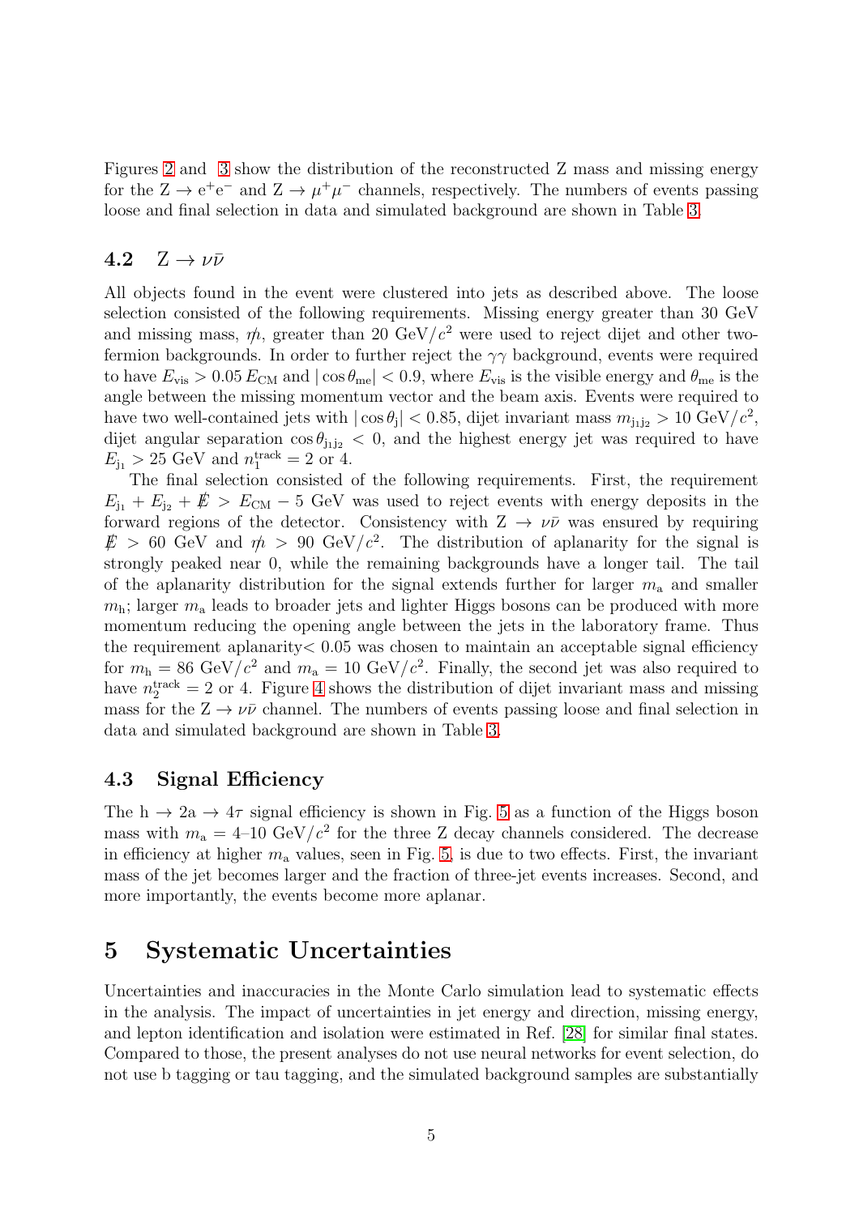Figures 2 and 3 show the distribution of the reconstructed Z mass and missing energy for the $Z \to e^+e^-$ and $Z \to \mu^+\mu^-$ channels, respectively. The numbers of events passing loose and final selection in data and simulated background are shown in Table 3.

### 4.2 $Z \to \nu\bar{\nu}$

All objects found in the event were clustered into jets as described above. The loose selection consisted of the following requirements. Missing energy greater than 30 GeV and missing mass, $\not{m}$, greater than 20 GeV/$c^2$ were used to reject dijet and other two-fermion backgrounds. In order to further reject the $\gamma\gamma$ background, events were required to have $E_{\mathrm{vis}} > 0.05\, E_{\mathrm{CM}}$ and $|\cos\theta_{\mathrm{me}}| < 0.9$, where $E_{\mathrm{vis}}$ is the visible energy and $\theta_{\mathrm{me}}$ is the angle between the missing momentum vector and the beam axis. Events were required to have two well-contained jets with $|\cos\theta_{\mathrm{j}}| < 0.85$, dijet invariant mass $m_{\mathrm{j_1j_2}} > 10$ GeV/$c^2$, dijet angular separation $\cos\theta_{\mathrm{j_1j_2}} < 0$, and the highest energy jet was required to have $E_{\mathrm{j_1}} > 25$ GeV and $n_1^{\mathrm{track}} = 2$ or 4.

The final selection consisted of the following requirements. First, the requirement $E_{\mathrm{j_1}} + E_{\mathrm{j_2}} + \not{E} > E_{\mathrm{CM}} - 5$ GeV was used to reject events with energy deposits in the forward regions of the detector. Consistency with $Z \to \nu\bar{\nu}$ was ensured by requiring $\not{E} > 60$ GeV and $\not{m} > 90$ GeV/$c^2$. The distribution of aplanarity for the signal is strongly peaked near 0, while the remaining backgrounds have a longer tail. The tail of the aplanarity distribution for the signal extends further for larger $m_{\mathrm{a}}$ and smaller $m_{\mathrm{h}}$; larger $m_{\mathrm{a}}$ leads to broader jets and lighter Higgs bosons can be produced with more momentum reducing the opening angle between the jets in the laboratory frame. Thus the requirement aplanarity$< 0.05$ was chosen to maintain an acceptable signal efficiency for $m_{\mathrm{h}} = 86$ GeV/$c^2$ and $m_{\mathrm{a}} = 10$ GeV/$c^2$. Finally, the second jet was also required to have $n_2^{\mathrm{track}} = 2$ or 4. Figure 4 shows the distribution of dijet invariant mass and missing mass for the $Z \to \nu\bar{\nu}$ channel. The numbers of events passing loose and final selection in data and simulated background are shown in Table 3.

### 4.3 Signal Efficiency

The $h \to 2a \to 4\tau$ signal efficiency is shown in Fig. 5 as a function of the Higgs boson mass with $m_{\mathrm{a}} = 4$–10 GeV/$c^2$ for the three Z decay channels considered. The decrease in efficiency at higher $m_{\mathrm{a}}$ values, seen in Fig. 5, is due to two effects. First, the invariant mass of the jet becomes larger and the fraction of three-jet events increases. Second, and more importantly, the events become more aplanar.

## 5 Systematic Uncertainties

Uncertainties and inaccuracies in the Monte Carlo simulation lead to systematic effects in the analysis. The impact of uncertainties in jet energy and direction, missing energy, and lepton identification and isolation were estimated in Ref. [28] for similar final states. Compared to those, the present analyses do not use neural networks for event selection, do not use b tagging or tau tagging, and the simulated background samples are substantially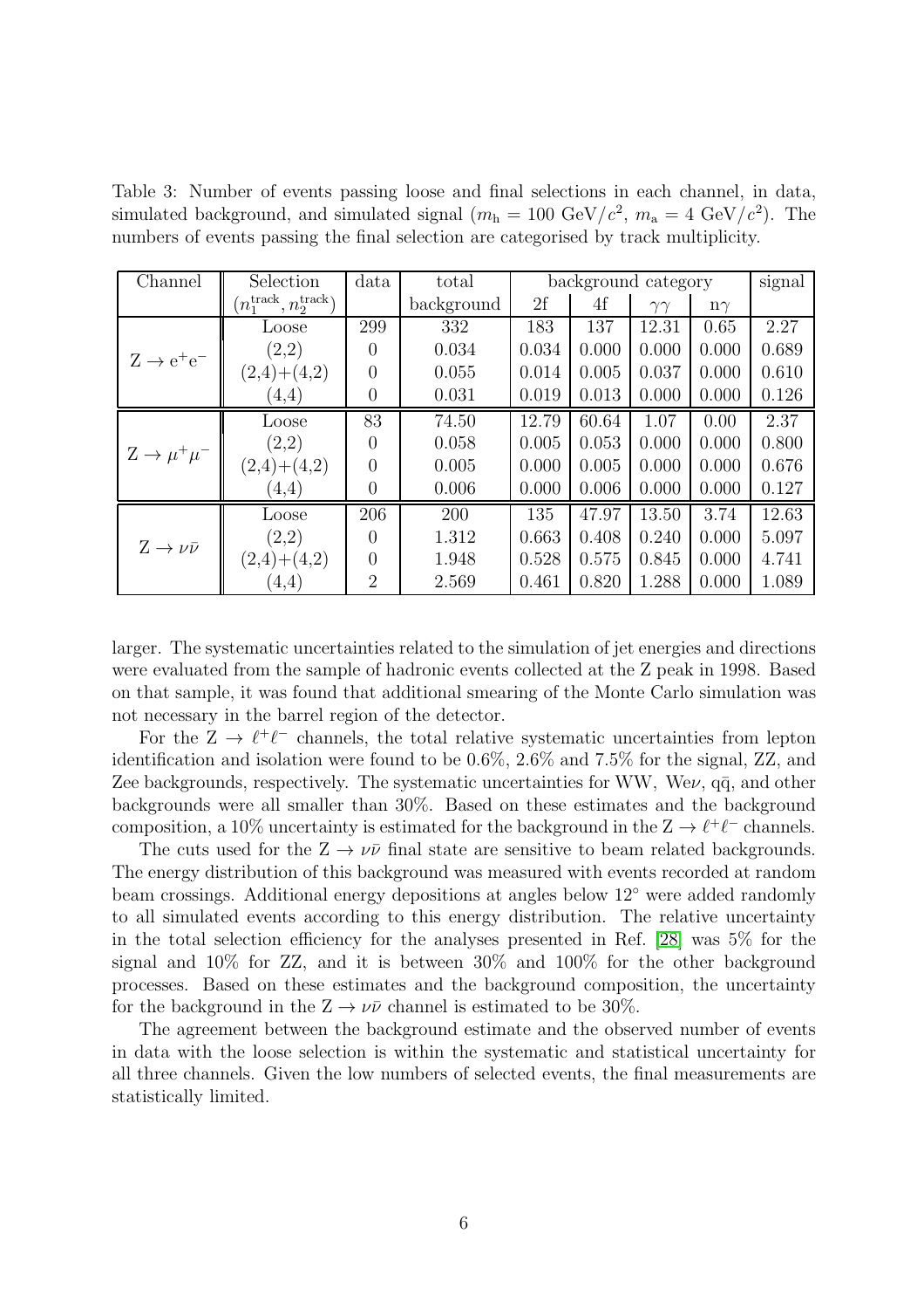Table 3: Number of events passing loose and final selections in each channel, in data, simulated background, and simulated signal ($m_\mathrm{h} = 100$ GeV/$c^2$, $m_\mathrm{a} = 4$ GeV/$c^2$). The numbers of events passing the final selection are categorised by track multiplicity.

| Channel | Selection $(n_1^{\mathrm{track}}, n_2^{\mathrm{track}})$ | data | total background | background category | | | | signal |
|---|---|---|---|---|---|---|---|---|
| | | | | 2f | 4f | $\gamma\gamma$ | n$\gamma$ | |
| $\mathrm{Z} \rightarrow \mathrm{e}^+\mathrm{e}^-$ | Loose | 299 | 332 | 183 | 137 | 12.31 | 0.65 | 2.27 |
| | (2,2) | 0 | 0.034 | 0.034 | 0.000 | 0.000 | 0.000 | 0.689 |
| | (2,4)+(4,2) | 0 | 0.055 | 0.014 | 0.005 | 0.037 | 0.000 | 0.610 |
| | (4,4) | 0 | 0.031 | 0.019 | 0.013 | 0.000 | 0.000 | 0.126 |
| $\mathrm{Z} \rightarrow \mu^+\mu^-$ | Loose | 83 | 74.50 | 12.79 | 60.64 | 1.07 | 0.00 | 2.37 |
| | (2,2) | 0 | 0.058 | 0.005 | 0.053 | 0.000 | 0.000 | 0.800 |
| | (2,4)+(4,2) | 0 | 0.005 | 0.000 | 0.005 | 0.000 | 0.000 | 0.676 |
| | (4,4) | 0 | 0.006 | 0.000 | 0.006 | 0.000 | 0.000 | 0.127 |
| $\mathrm{Z} \rightarrow \nu\bar{\nu}$ | Loose | 206 | 200 | 135 | 47.97 | 13.50 | 3.74 | 12.63 |
| | (2,2) | 0 | 1.312 | 0.663 | 0.408 | 0.240 | 0.000 | 5.097 |
| | (2,4)+(4,2) | 0 | 1.948 | 0.528 | 0.575 | 0.845 | 0.000 | 4.741 |
| | (4,4) | 2 | 2.569 | 0.461 | 0.820 | 1.288 | 0.000 | 1.089 |

larger. The systematic uncertainties related to the simulation of jet energies and directions were evaluated from the sample of hadronic events collected at the Z peak in 1998. Based on that sample, it was found that additional smearing of the Monte Carlo simulation was not necessary in the barrel region of the detector.

For the $\mathrm{Z} \rightarrow \ell^+\ell^-$ channels, the total relative systematic uncertainties from lepton identification and isolation were found to be 0.6%, 2.6% and 7.5% for the signal, ZZ, and Zee backgrounds, respectively. The systematic uncertainties for WW, We$\nu$, $\mathrm{q\bar{q}}$, and other backgrounds were all smaller than 30%. Based on these estimates and the background composition, a 10% uncertainty is estimated for the background in the $\mathrm{Z} \rightarrow \ell^+\ell^-$ channels.

The cuts used for the $\mathrm{Z} \rightarrow \nu\bar{\nu}$ final state are sensitive to beam related backgrounds. The energy distribution of this background was measured with events recorded at random beam crossings. Additional energy depositions at angles below 12° were added randomly to all simulated events according to this energy distribution. The relative uncertainty in the total selection efficiency for the analyses presented in Ref. [28] was 5% for the signal and 10% for ZZ, and it is between 30% and 100% for the other background processes. Based on these estimates and the background composition, the uncertainty for the background in the $\mathrm{Z} \rightarrow \nu\bar{\nu}$ channel is estimated to be 30%.

The agreement between the background estimate and the observed number of events in data with the loose selection is within the systematic and statistical uncertainty for all three channels. Given the low numbers of selected events, the final measurements are statistically limited.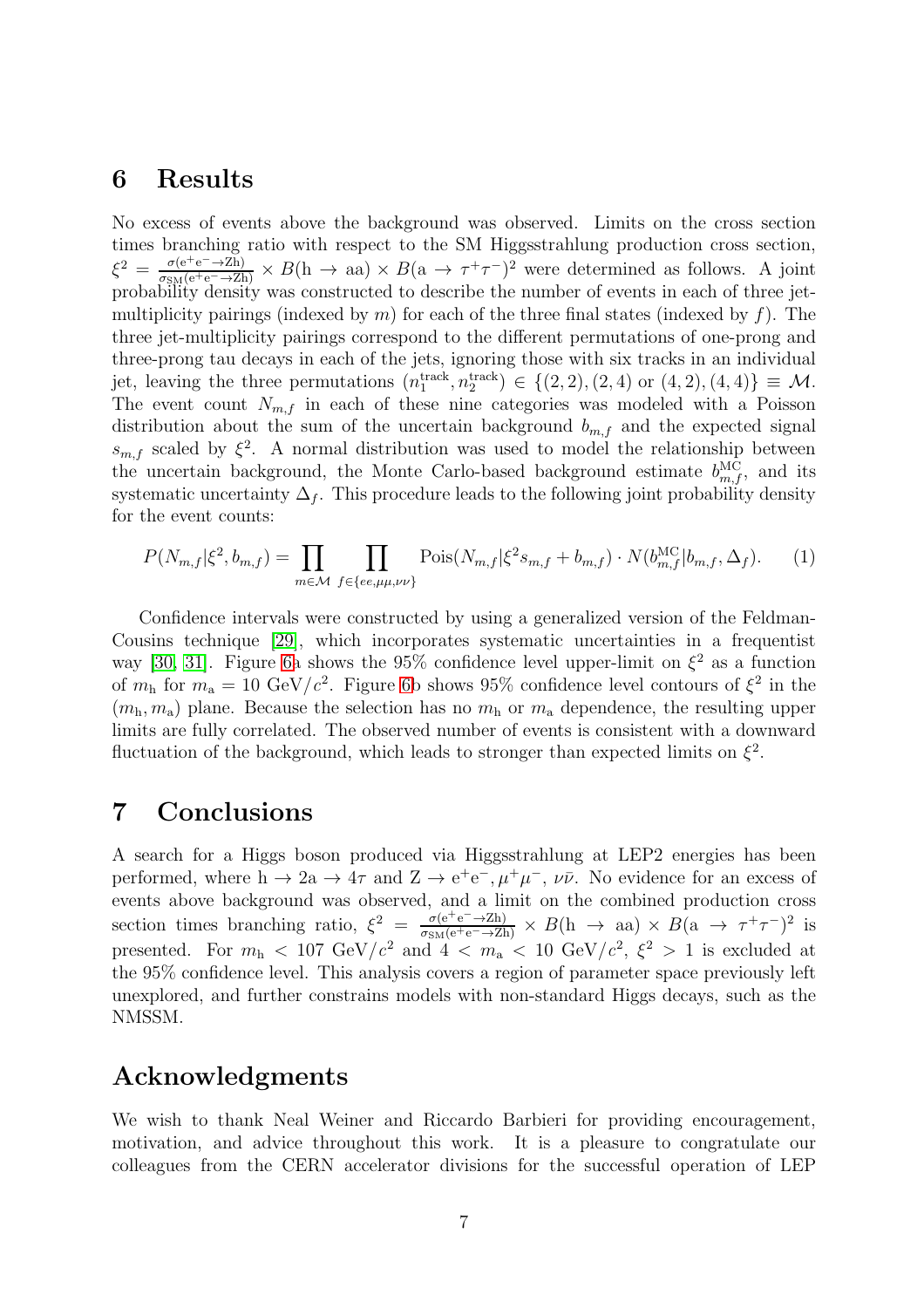## 6 Results

No excess of events above the background was observed. Limits on the cross section times branching ratio with respect to the SM Higgsstrahlung production cross section, $\xi^2 = \frac{\sigma(\mathrm{e^+e^-\to Zh})}{\sigma_{\mathrm{SM}}(\mathrm{e^+e^-\to Zh})} \times B(\mathrm{h\to aa}) \times B(\mathrm{a}\to\tau^+\tau^-)^2$ were determined as follows. A joint probability density was constructed to describe the number of events in each of three jet-multiplicity pairings (indexed by $m$) for each of the three final states (indexed by $f$). The three jet-multiplicity pairings correspond to the different permutations of one-prong and three-prong tau decays in each of the jets, ignoring those with six tracks in an individual jet, leaving the three permutations $(n_1^{\mathrm{track}}, n_2^{\mathrm{track}}) \in \{(2,2),(2,4) \text{ or } (4,2),(4,4)\} \equiv \mathcal{M}$. The event count $N_{m,f}$ in each of these nine categories was modeled with a Poisson distribution about the sum of the uncertain background $b_{m,f}$ and the expected signal $s_{m,f}$ scaled by $\xi^2$. A normal distribution was used to model the relationship between the uncertain background, the Monte Carlo-based background estimate $b_{m,f}^{\mathrm{MC}}$, and its systematic uncertainty $\Delta_f$. This procedure leads to the following joint probability density for the event counts:

$$P(N_{m,f}|\xi^2, b_{m,f}) = \prod_{m\in\mathcal{M}} \prod_{f\in\{ee,\mu\mu,\nu\nu\}} \mathrm{Pois}(N_{m,f}|\xi^2 s_{m,f} + b_{m,f}) \cdot N(b_{m,f}^{\mathrm{MC}}|b_{m,f}, \Delta_f). \quad (1)$$

Confidence intervals were constructed by using a generalized version of the Feldman-Cousins technique [29], which incorporates systematic uncertainties in a frequentist way [30, 31]. Figure 6a shows the 95% confidence level upper-limit on $\xi^2$ as a function of $m_{\mathrm{h}}$ for $m_{\mathrm{a}} = 10$ GeV/$c^2$. Figure 6b shows 95% confidence level contours of $\xi^2$ in the $(m_{\mathrm{h}}, m_{\mathrm{a}})$ plane. Because the selection has no $m_{\mathrm{h}}$ or $m_{\mathrm{a}}$ dependence, the resulting upper limits are fully correlated. The observed number of events is consistent with a downward fluctuation of the background, which leads to stronger than expected limits on $\xi^2$.

## 7 Conclusions

A search for a Higgs boson produced via Higgsstrahlung at LEP2 energies has been performed, where $\mathrm{h}\to 2\mathrm{a}\to 4\tau$ and $\mathrm{Z}\to \mathrm{e^+e^-}, \mu^+\mu^-, \nu\bar{\nu}$. No evidence for an excess of events above background was observed, and a limit on the combined production cross section times branching ratio, $\xi^2 = \frac{\sigma(\mathrm{e^+e^-\to Zh})}{\sigma_{\mathrm{SM}}(\mathrm{e^+e^-\to Zh})} \times B(\mathrm{h\to aa}) \times B(\mathrm{a}\to\tau^+\tau^-)^2$ is presented. For $m_{\mathrm{h}} < 107$ GeV/$c^2$ and $4 < m_{\mathrm{a}} < 10$ GeV/$c^2$, $\xi^2 > 1$ is excluded at the 95% confidence level. This analysis covers a region of parameter space previously left unexplored, and further constrains models with non-standard Higgs decays, such as the NMSSM.

## Acknowledgments

We wish to thank Neal Weiner and Riccardo Barbieri for providing encouragement, motivation, and advice throughout this work. It is a pleasure to congratulate our colleagues from the CERN accelerator divisions for the successful operation of LEP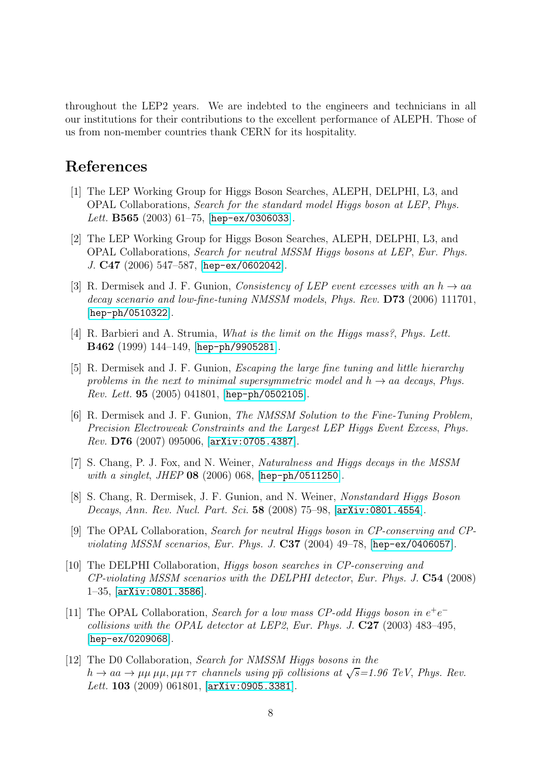throughout the LEP2 years. We are indebted to the engineers and technicians in all our institutions for their contributions to the excellent performance of ALEPH. Those of us from non-member countries thank CERN for its hospitality.

## References

[1] The LEP Working Group for Higgs Boson Searches, ALEPH, DELPHI, L3, and OPAL Collaborations, *Search for the standard model Higgs boson at LEP*, *Phys. Lett.* **B565** (2003) 61–75, [hep-ex/0306033].

[2] The LEP Working Group for Higgs Boson Searches, ALEPH, DELPHI, L3, and OPAL Collaborations, *Search for neutral MSSM Higgs bosons at LEP*, *Eur. Phys. J.* **C47** (2006) 547–587, [hep-ex/0602042].

[3] R. Dermisek and J. F. Gunion, *Consistency of LEP event excesses with an $h \to aa$ decay scenario and low-fine-tuning NMSSM models*, *Phys. Rev.* **D73** (2006) 111701, [hep-ph/0510322].

[4] R. Barbieri and A. Strumia, *What is the limit on the Higgs mass?*, *Phys. Lett.* **B462** (1999) 144–149, [hep-ph/9905281].

[5] R. Dermisek and J. F. Gunion, *Escaping the large fine tuning and little hierarchy problems in the next to minimal supersymmetric model and $h \to aa$ decays*, *Phys. Rev. Lett.* **95** (2005) 041801, [hep-ph/0502105].

[6] R. Dermisek and J. F. Gunion, *The NMSSM Solution to the Fine-Tuning Problem, Precision Electroweak Constraints and the Largest LEP Higgs Event Excess*, *Phys. Rev.* **D76** (2007) 095006, [arXiv:0705.4387].

[7] S. Chang, P. J. Fox, and N. Weiner, *Naturalness and Higgs decays in the MSSM with a singlet*, *JHEP* **08** (2006) 068, [hep-ph/0511250].

[8] S. Chang, R. Dermisek, J. F. Gunion, and N. Weiner, *Nonstandard Higgs Boson Decays*, *Ann. Rev. Nucl. Part. Sci.* **58** (2008) 75–98, [arXiv:0801.4554].

[9] The OPAL Collaboration, *Search for neutral Higgs boson in CP-conserving and CP-violating MSSM scenarios*, *Eur. Phys. J.* **C37** (2004) 49–78, [hep-ex/0406057].

[10] The DELPHI Collaboration, *Higgs boson searches in CP-conserving and CP-violating MSSM scenarios with the DELPHI detector*, *Eur. Phys. J.* **C54** (2008) 1–35, [arXiv:0801.3586].

[11] The OPAL Collaboration, *Search for a low mass CP-odd Higgs boson in $e^+e^-$ collisions with the OPAL detector at LEP2*, *Eur. Phys. J.* **C27** (2003) 483–495, [hep-ex/0209068].

[12] The D0 Collaboration, *Search for NMSSM Higgs bosons in the $h \to aa \to \mu\mu\,\mu\mu, \mu\mu\,\tau\tau$ channels using $p\bar{p}$ collisions at $\sqrt{s}$=1.96 TeV*, *Phys. Rev. Lett.* **103** (2009) 061801, [arXiv:0905.3381].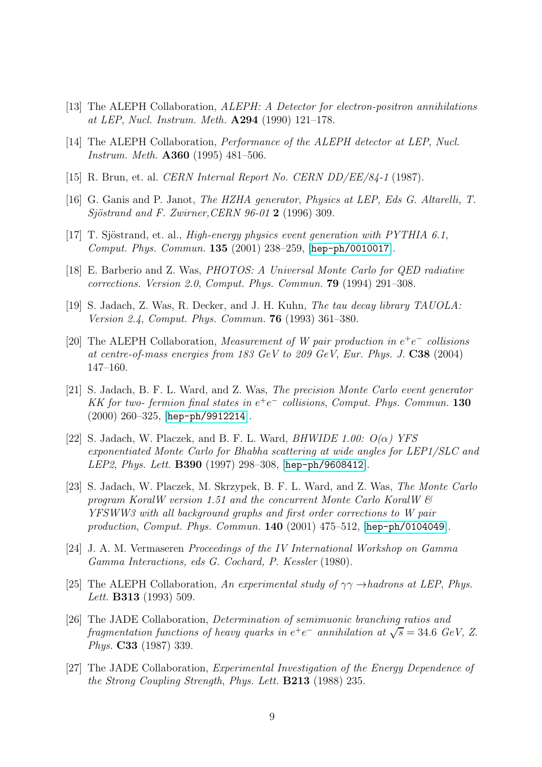[13] The ALEPH Collaboration, *ALEPH: A Detector for electron-positron annihilations at LEP*, *Nucl. Instrum. Meth.* **A294** (1990) 121–178.

[14] The ALEPH Collaboration, *Performance of the ALEPH detector at LEP*, *Nucl. Instrum. Meth.* **A360** (1995) 481–506.

[15] R. Brun, et. al. *CERN Internal Report No. CERN DD/EE/84-1* (1987).

[16] G. Ganis and P. Janot, *The HZHA generator*, *Physics at LEP, Eds G. Altarelli, T. Sjöstrand and F. Zwirner,CERN 96-01* **2** (1996) 309.

[17] T. Sjöstrand, et. al., *High-energy physics event generation with PYTHIA 6.1*, *Comput. Phys. Commun.* **135** (2001) 238–259, [hep-ph/0010017].

[18] E. Barberio and Z. Was, *PHOTOS: A Universal Monte Carlo for QED radiative corrections. Version 2.0*, *Comput. Phys. Commun.* **79** (1994) 291–308.

[19] S. Jadach, Z. Was, R. Decker, and J. H. Kuhn, *The tau decay library TAUOLA: Version 2.4*, *Comput. Phys. Commun.* **76** (1993) 361–380.

[20] The ALEPH Collaboration, *Measurement of W pair production in $e^+e^-$ collisions at centre-of-mass energies from 183 GeV to 209 GeV*, *Eur. Phys. J.* **C38** (2004) 147–160.

[21] S. Jadach, B. F. L. Ward, and Z. Was, *The precision Monte Carlo event generator KK for two- fermion final states in $e^+e^-$ collisions*, *Comput. Phys. Commun.* **130** (2000) 260–325, [hep-ph/9912214].

[22] S. Jadach, W. Placzek, and B. F. L. Ward, *BHWIDE 1.00: $O(\alpha)$ YFS exponentiated Monte Carlo for Bhabha scattering at wide angles for LEP1/SLC and LEP2*, *Phys. Lett.* **B390** (1997) 298–308, [hep-ph/9608412].

[23] S. Jadach, W. Placzek, M. Skrzypek, B. F. L. Ward, and Z. Was, *The Monte Carlo program KoralW version 1.51 and the concurrent Monte Carlo KoralW & YFSWW3 with all background graphs and first order corrections to W pair production*, *Comput. Phys. Commun.* **140** (2001) 475–512, [hep-ph/0104049].

[24] J. A. M. Vermaseren *Proceedings of the IV International Workshop on Gamma Gamma Interactions, eds G. Cochard, P. Kessler* (1980).

[25] The ALEPH Collaboration, *An experimental study of $\gamma\gamma \to$hadrons at LEP*, *Phys. Lett.* **B313** (1993) 509.

[26] The JADE Collaboration, *Determination of semimuonic branching ratios and fragmentation functions of heavy quarks in $e^+e^-$ annihilation at $\sqrt{s} = 34.6$ GeV*, *Z. Phys.* **C33** (1987) 339.

[27] The JADE Collaboration, *Experimental Investigation of the Energy Dependence of the Strong Coupling Strength*, *Phys. Lett.* **B213** (1988) 235.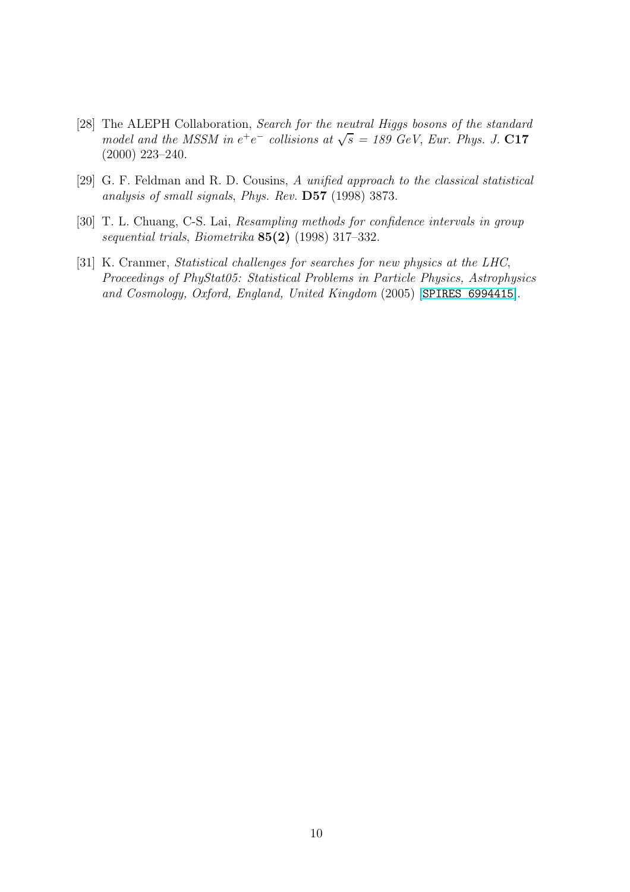[28] The ALEPH Collaboration, *Search for the neutral Higgs bosons of the standard model and the MSSM in $e^+e^-$ collisions at $\sqrt{s}$ = 189 GeV*, *Eur. Phys. J.* **C17** (2000) 223–240.

[29] G. F. Feldman and R. D. Cousins, *A unified approach to the classical statistical analysis of small signals*, *Phys. Rev.* **D57** (1998) 3873.

[30] T. L. Chuang, C-S. Lai, *Resampling methods for confidence intervals in group sequential trials*, *Biometrika* **85(2)** (1998) 317–332.

[31] K. Cranmer, *Statistical challenges for searches for new physics at the LHC*, *Proceedings of PhyStat05: Statistical Problems in Particle Physics, Astrophysics and Cosmology, Oxford, England, United Kingdom* (2005) [SPIRES 6994415].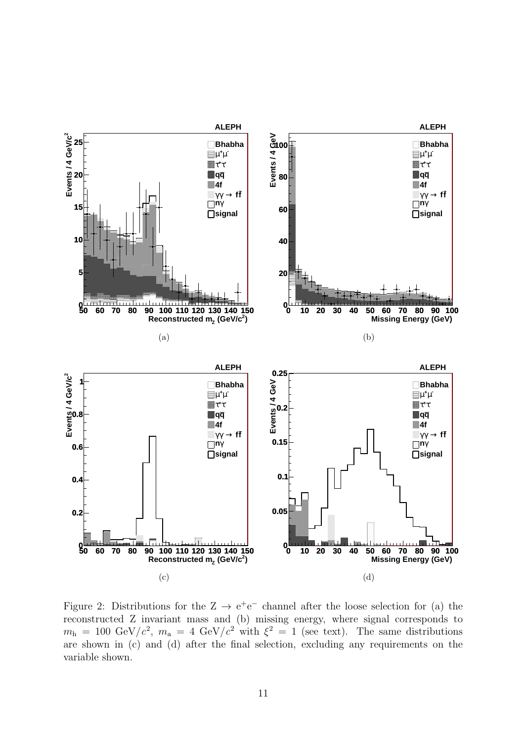Figure 2: Distributions for the $Z \rightarrow e^+e^-$ channel after the loose selection for (a) the reconstructed Z invariant mass and (b) missing energy, where signal corresponds to $m_h = 100$ GeV/$c^2$, $m_a = 4$ GeV/$c^2$ with $\xi^2 = 1$ (see text). The same distributions are shown in (c) and (d) after the final selection, excluding any requirements on the variable shown.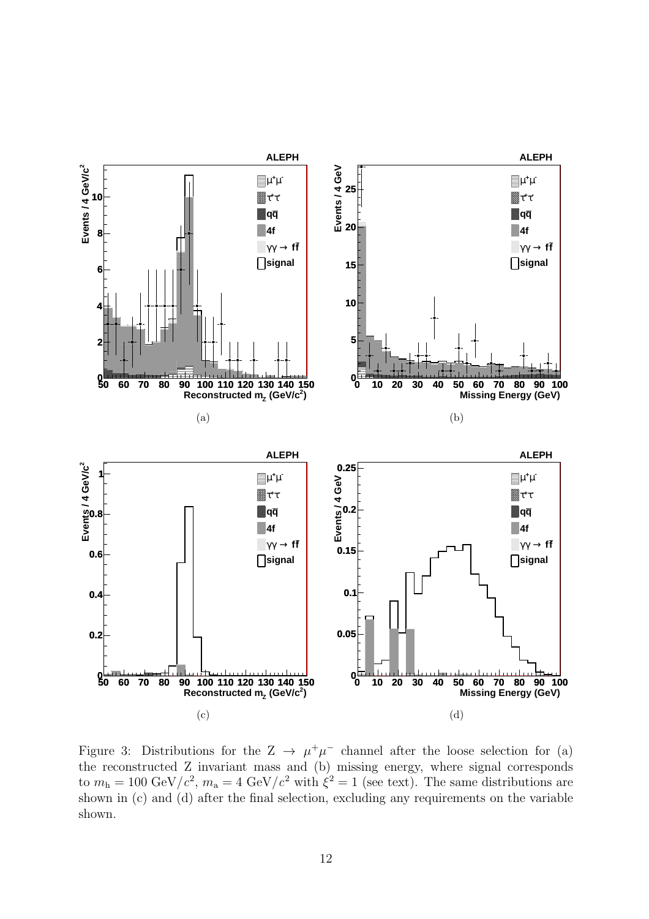(a)

(b)

(c)

(d)

Figure 3: Distributions for the $\mathrm{Z} \to \mu^+\mu^-$ channel after the loose selection for (a) the reconstructed Z invariant mass and (b) missing energy, where signal corresponds to $m_{\mathrm{h}} = 100$ GeV/$c^2$, $m_{\mathrm{a}} = 4$ GeV/$c^2$ with $\xi^2 = 1$ (see text). The same distributions are shown in (c) and (d) after the final selection, excluding any requirements on the variable shown.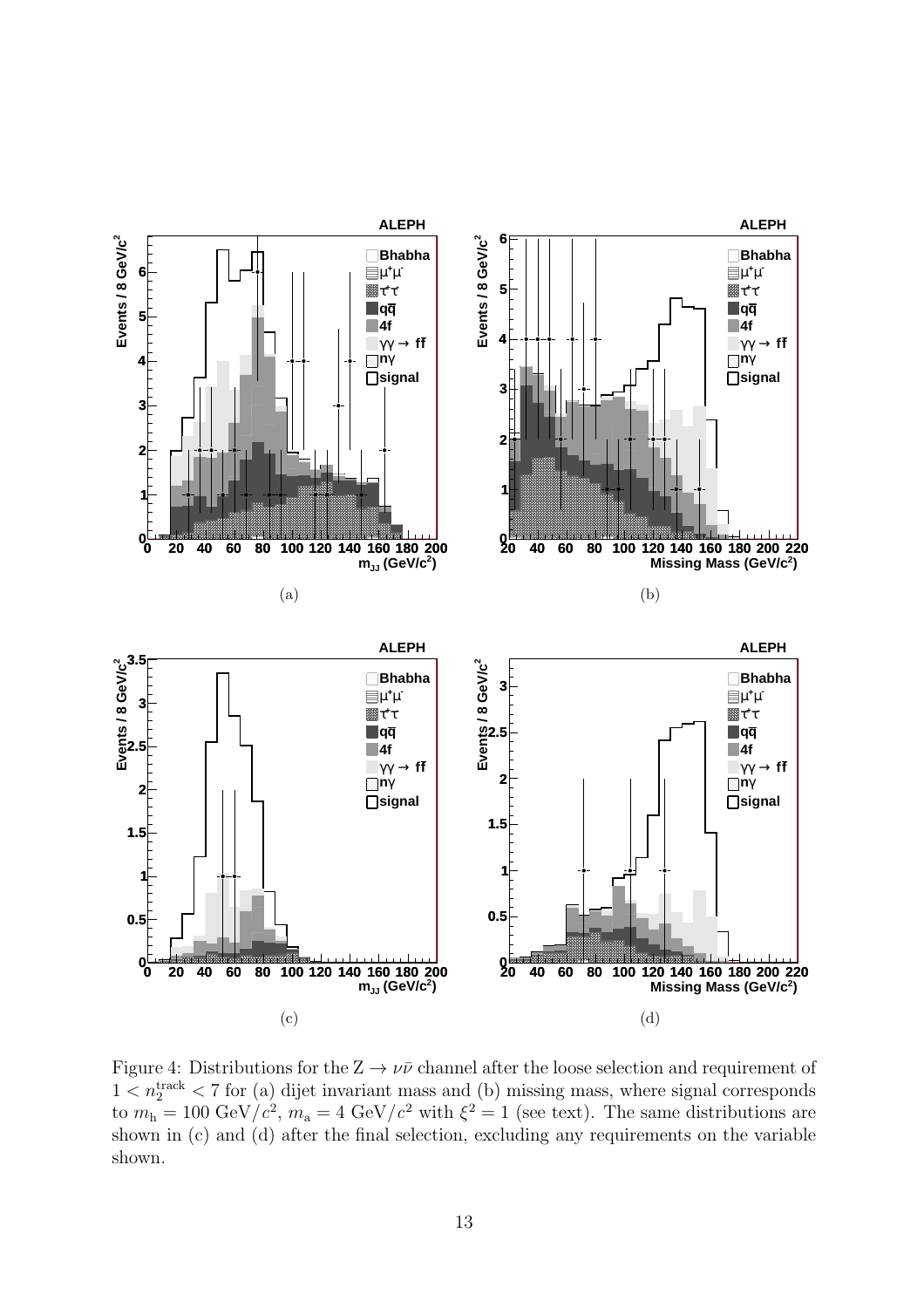Figure 4: Distributions for the $\mathrm{Z} \to \nu\bar{\nu}$ channel after the loose selection and requirement of $1 < n_2^{\mathrm{track}} < 7$ for (a) dijet invariant mass and (b) missing mass, where signal corresponds to $m_{\mathrm{h}} = 100\ \mathrm{GeV}/c^2$, $m_{\mathrm{a}} = 4\ \mathrm{GeV}/c^2$ with $\xi^2 = 1$ (see text). The same distributions are shown in (c) and (d) after the final selection, excluding any requirements on the variable shown.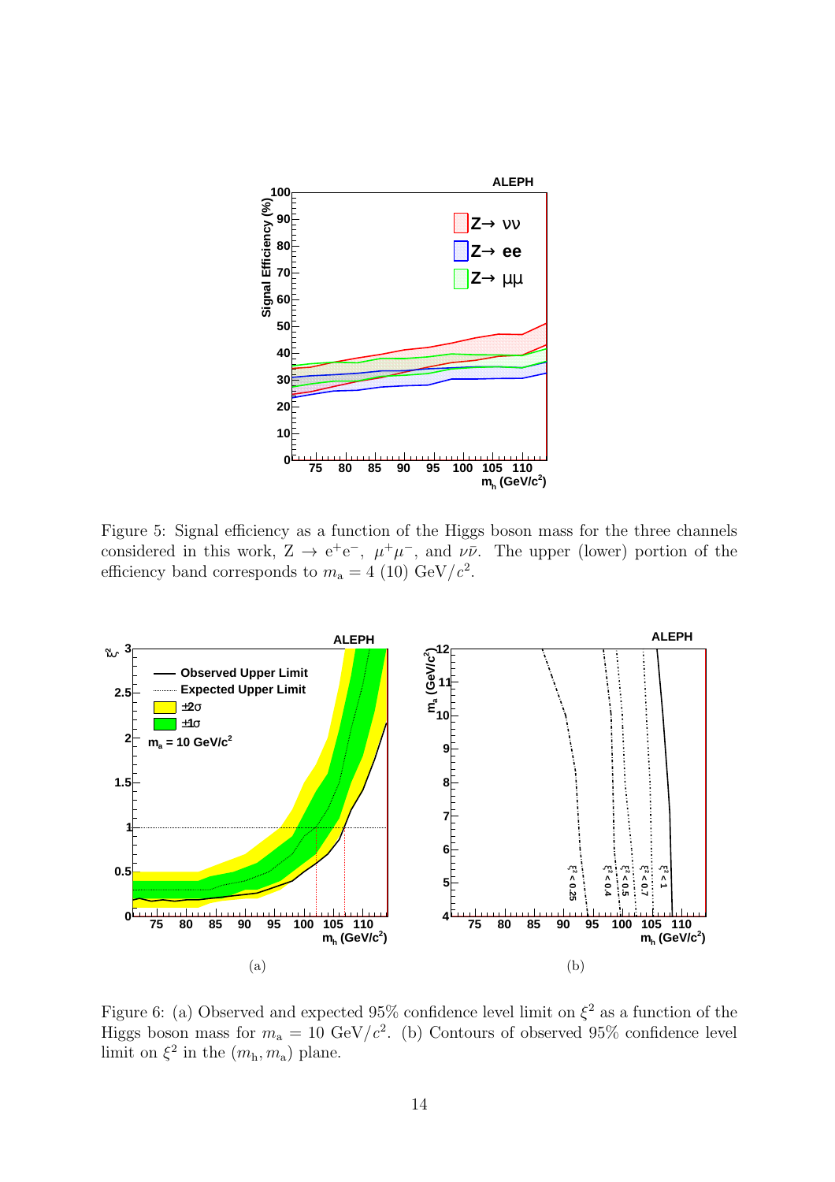ALEPH

Signal Efficiency (%)

100
90
80
70
60
50
40
30
20
10
0

75 80 85 90 95 100 105 110

$m_h$ (GeV/$c^2$)

Z→ νν
Z→ ee
Z→ μμ

Figure 5: Signal efficiency as a function of the Higgs boson mass for the three channels considered in this work, $Z \to e^+e^-$, $\mu^+\mu^-$, and $\nu\bar{\nu}$. The upper (lower) portion of the efficiency band corresponds to $m_a = 4$ (10) GeV/$c^2$.

ALEPH

$\xi^2$

3
2.5
2
1.5
1
0.5
0

Observed Upper Limit
Expected Upper Limit
±2σ
±1σ
$m_a$ = 10 GeV/$c^2$

75 80 85 90 95 100 105 110

$m_h$ (GeV/$c^2$)

(a)

ALEPH

$m_a$ (GeV/$c^2$)

12
11
10
9
8
7
6
5
4

$\xi^2 < 0.25$
$\xi^2 < 0.4$
$\xi^2 < 0.5$
$\xi^2 < 0.7$
$\xi^2 < 1$

75 80 85 90 95 100 105 110

$m_h$ (GeV/$c^2$)

(b)

Figure 6: (a) Observed and expected 95% confidence level limit on $\xi^2$ as a function of the Higgs boson mass for $m_a = 10$ GeV/$c^2$. (b) Contours of observed 95% confidence level limit on $\xi^2$ in the $(m_h, m_a)$ plane.